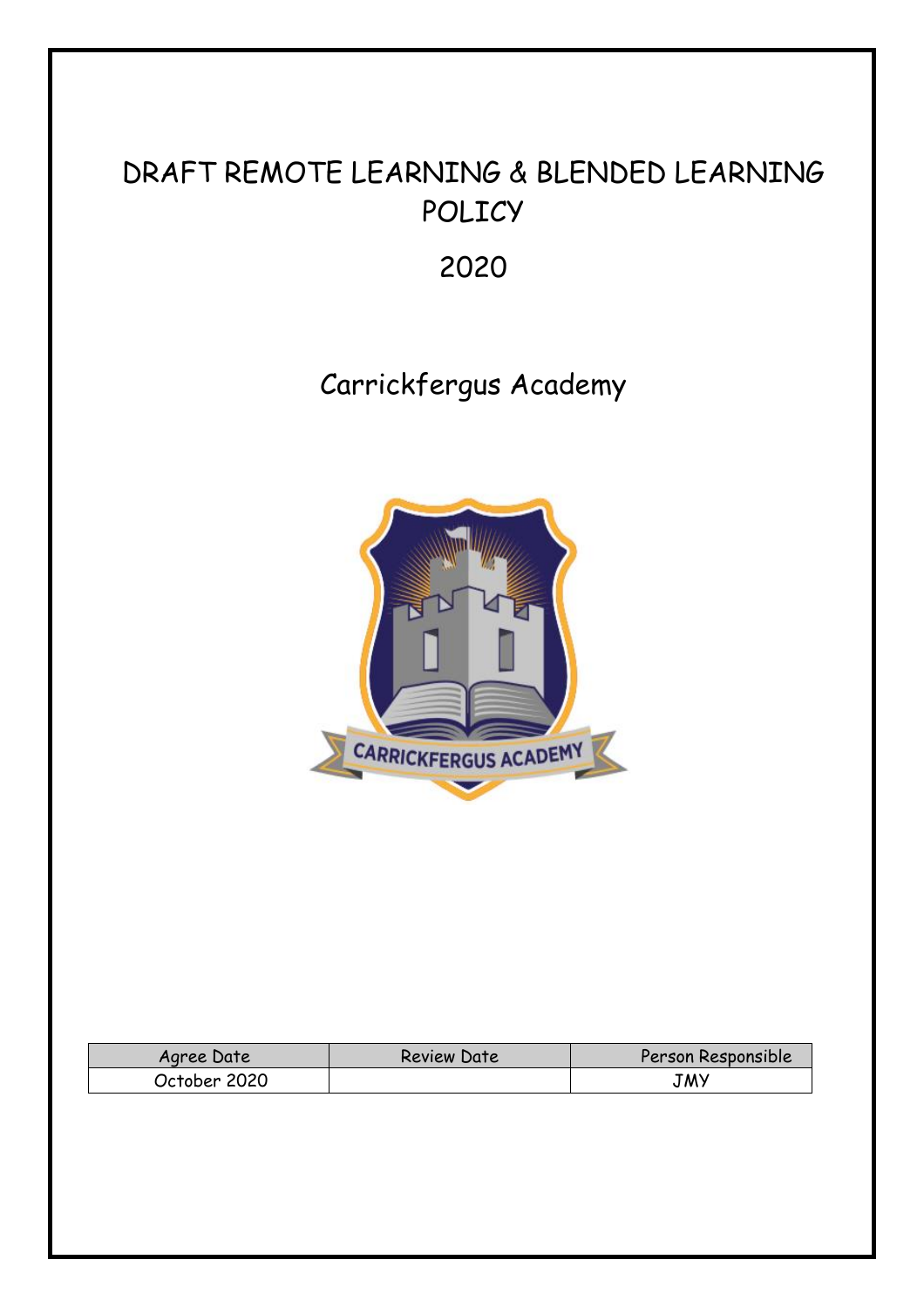# DRAFT REMOTE LEARNING & BLENDED LEARNING POLICY

## 2020

## Carrickfergus Academy

| Agree Date | Review Date | Person Responsible |
|---|---|---|
| October 2020 | | JMY |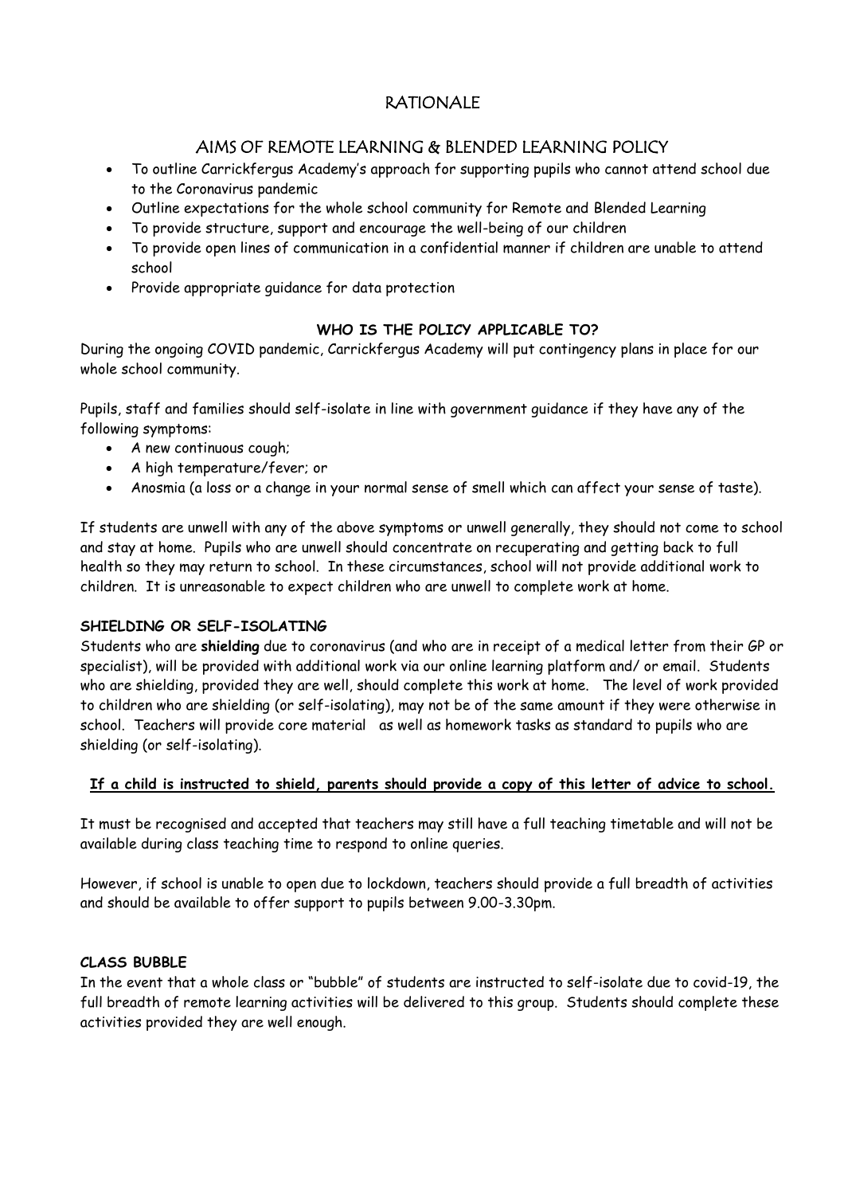# RATIONALE

## AIMS OF REMOTE LEARNING & BLENDED LEARNING POLICY

- To outline Carrickfergus Academy's approach for supporting pupils who cannot attend school due to the Coronavirus pandemic
- Outline expectations for the whole school community for Remote and Blended Learning
- To provide structure, support and encourage the well-being of our children
- To provide open lines of communication in a confidential manner if children are unable to attend school
- Provide appropriate guidance for data protection

### WHO IS THE POLICY APPLICABLE TO?

During the ongoing COVID pandemic, Carrickfergus Academy will put contingency plans in place for our whole school community.

Pupils, staff and families should self-isolate in line with government guidance if they have any of the following symptoms:

- A new continuous cough;
- A high temperature/fever; or
- Anosmia (a loss or a change in your normal sense of smell which can affect your sense of taste).

If students are unwell with any of the above symptoms or unwell generally, they should not come to school and stay at home. Pupils who are unwell should concentrate on recuperating and getting back to full health so they may return to school. In these circumstances, school will not provide additional work to children. It is unreasonable to expect children who are unwell to complete work at home.

### SHIELDING OR SELF-ISOLATING

Students who are **shielding** due to coronavirus (and who are in receipt of a medical letter from their GP or specialist), will be provided with additional work via our online learning platform and/ or email. Students who are shielding, provided they are well, should complete this work at home. The level of work provided to children who are shielding (or self-isolating), may not be of the same amount if they were otherwise in school. Teachers will provide core material as well as homework tasks as standard to pupils who are shielding (or self-isolating).

**If a child is instructed to shield, parents should provide a copy of this letter of advice to school.**

It must be recognised and accepted that teachers may still have a full teaching timetable and will not be available during class teaching time to respond to online queries.

However, if school is unable to open due to lockdown, teachers should provide a full breadth of activities and should be available to offer support to pupils between 9.00-3.30pm.

### CLASS BUBBLE

In the event that a whole class or "bubble" of students are instructed to self-isolate due to covid-19, the full breadth of remote learning activities will be delivered to this group. Students should complete these activities provided they are well enough.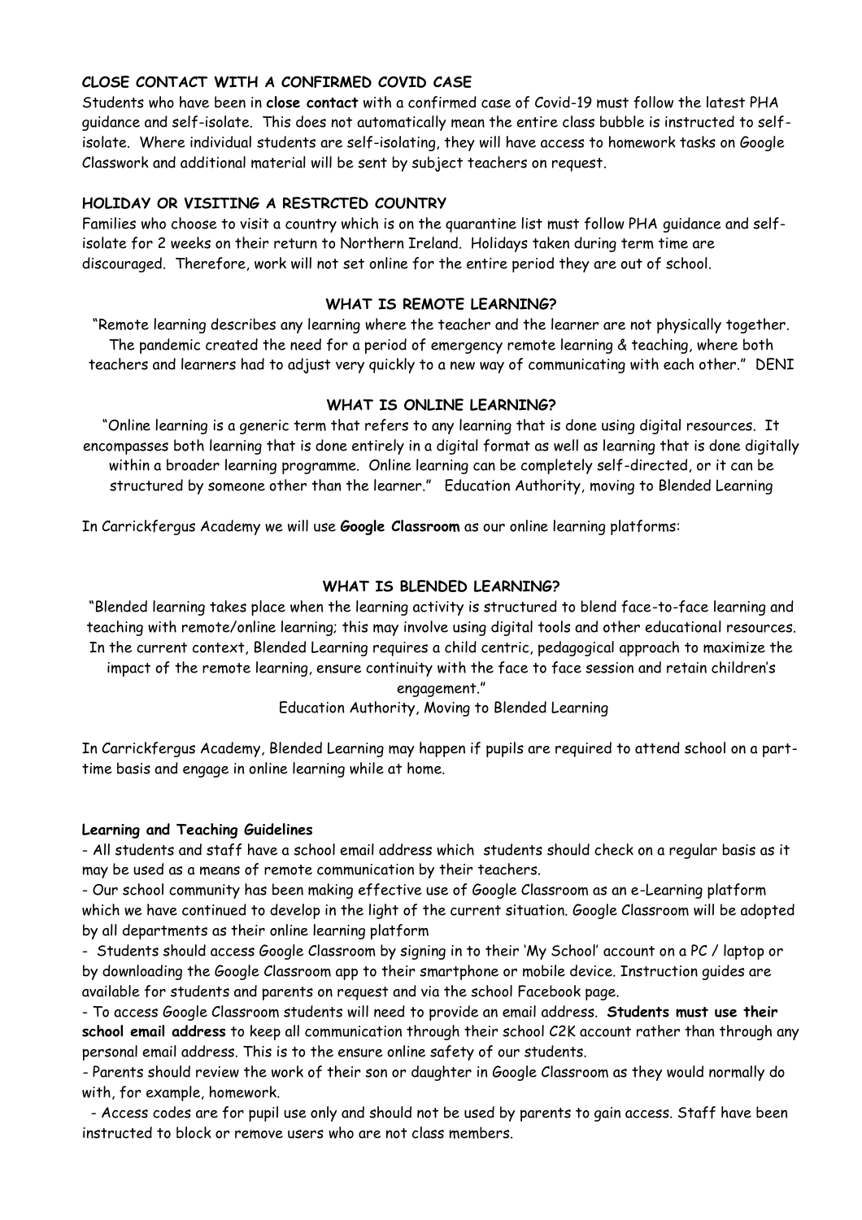**CLOSE CONTACT WITH A CONFIRMED COVID CASE**

Students who have been in **close contact** with a confirmed case of Covid-19 must follow the latest PHA guidance and self-isolate. This does not automatically mean the entire class bubble is instructed to self-isolate. Where individual students are self-isolating, they will have access to homework tasks on Google Classwork and additional material will be sent by subject teachers on request.

**HOLIDAY OR VISITING A RESTRCTED COUNTRY**

Families who choose to visit a country which is on the quarantine list must follow PHA guidance and self-isolate for 2 weeks on their return to Northern Ireland. Holidays taken during term time are discouraged. Therefore, work will not set online for the entire period they are out of school.

**WHAT IS REMOTE LEARNING?**

"Remote learning describes any learning where the teacher and the learner are not physically together. The pandemic created the need for a period of emergency remote learning & teaching, where both teachers and learners had to adjust very quickly to a new way of communicating with each other." DENI

**WHAT IS ONLINE LEARNING?**

"Online learning is a generic term that refers to any learning that is done using digital resources. It encompasses both learning that is done entirely in a digital format as well as learning that is done digitally within a broader learning programme. Online learning can be completely self-directed, or it can be structured by someone other than the learner." Education Authority, moving to Blended Learning

In Carrickfergus Academy we will use **Google Classroom** as our online learning platforms:

**WHAT IS BLENDED LEARNING?**

"Blended learning takes place when the learning activity is structured to blend face-to-face learning and teaching with remote/online learning; this may involve using digital tools and other educational resources. In the current context, Blended Learning requires a child centric, pedagogical approach to maximize the impact of the remote learning, ensure continuity with the face to face session and retain children's engagement."

Education Authority, Moving to Blended Learning

In Carrickfergus Academy, Blended Learning may happen if pupils are required to attend school on a part-time basis and engage in online learning while at home.

**Learning and Teaching Guidelines**

- All students and staff have a school email address which students should check on a regular basis as it may be used as a means of remote communication by their teachers.
- Our school community has been making effective use of Google Classroom as an e-Learning platform which we have continued to develop in the light of the current situation. Google Classroom will be adopted by all departments as their online learning platform
- Students should access Google Classroom by signing in to their 'My School' account on a PC / laptop or by downloading the Google Classroom app to their smartphone or mobile device. Instruction guides are available for students and parents on request and via the school Facebook page.
- To access Google Classroom students will need to provide an email address. **Students must use their school email address** to keep all communication through their school C2K account rather than through any personal email address. This is to the ensure online safety of our students.
- Parents should review the work of their son or daughter in Google Classroom as they would normally do with, for example, homework.
- Access codes are for pupil use only and should not be used by parents to gain access. Staff have been instructed to block or remove users who are not class members.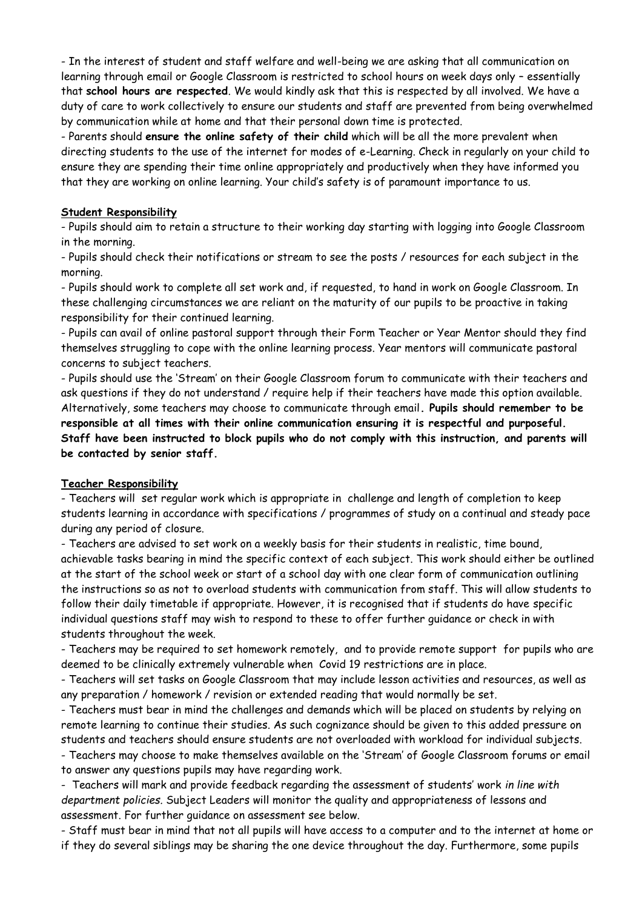- In the interest of student and staff welfare and well-being we are asking that all communication on learning through email or Google Classroom is restricted to school hours on week days only – essentially that **school hours are respected**. We would kindly ask that this is respected by all involved. We have a duty of care to work collectively to ensure our students and staff are prevented from being overwhelmed by communication while at home and that their personal down time is protected.
- Parents should **ensure the online safety of their child** which will be all the more prevalent when directing students to the use of the internet for modes of e-Learning. Check in regularly on your child to ensure they are spending their time online appropriately and productively when they have informed you that they are working on online learning. Your child's safety is of paramount importance to us.

**Student Responsibility**

- Pupils should aim to retain a structure to their working day starting with logging into Google Classroom in the morning.
- Pupils should check their notifications or stream to see the posts / resources for each subject in the morning.
- Pupils should work to complete all set work and, if requested, to hand in work on Google Classroom. In these challenging circumstances we are reliant on the maturity of our pupils to be proactive in taking responsibility for their continued learning.
- Pupils can avail of online pastoral support through their Form Teacher or Year Mentor should they find themselves struggling to cope with the online learning process. Year mentors will communicate pastoral concerns to subject teachers.
- Pupils should use the 'Stream' on their Google Classroom forum to communicate with their teachers and ask questions if they do not understand / require help if their teachers have made this option available. Alternatively, some teachers may choose to communicate through email**. Pupils should remember to be responsible at all times with their online communication ensuring it is respectful and purposeful. Staff have been instructed to block pupils who do not comply with this instruction, and parents will be contacted by senior staff.**

**Teacher Responsibility**

- Teachers will set regular work which is appropriate in challenge and length of completion to keep students learning in accordance with specifications / programmes of study on a continual and steady pace during any period of closure.
- Teachers are advised to set work on a weekly basis for their students in realistic, time bound, achievable tasks bearing in mind the specific context of each subject. This work should either be outlined at the start of the school week or start of a school day with one clear form of communication outlining the instructions so as not to overload students with communication from staff. This will allow students to follow their daily timetable if appropriate. However, it is recognised that if students do have specific individual questions staff may wish to respond to these to offer further guidance or check in with students throughout the week.
- Teachers may be required to set homework remotely, and to provide remote support for pupils who are deemed to be clinically extremely vulnerable when Covid 19 restrictions are in place.
- Teachers will set tasks on Google Classroom that may include lesson activities and resources, as well as any preparation / homework / revision or extended reading that would normally be set.
- Teachers must bear in mind the challenges and demands which will be placed on students by relying on remote learning to continue their studies. As such cognizance should be given to this added pressure on students and teachers should ensure students are not overloaded with workload for individual subjects.
- Teachers may choose to make themselves available on the 'Stream' of Google Classroom forums or email to answer any questions pupils may have regarding work.
- Teachers will mark and provide feedback regarding the assessment of students' work *in line with department policies.* Subject Leaders will monitor the quality and appropriateness of lessons and assessment. For further guidance on assessment see below.
- Staff must bear in mind that not all pupils will have access to a computer and to the internet at home or if they do several siblings may be sharing the one device throughout the day. Furthermore, some pupils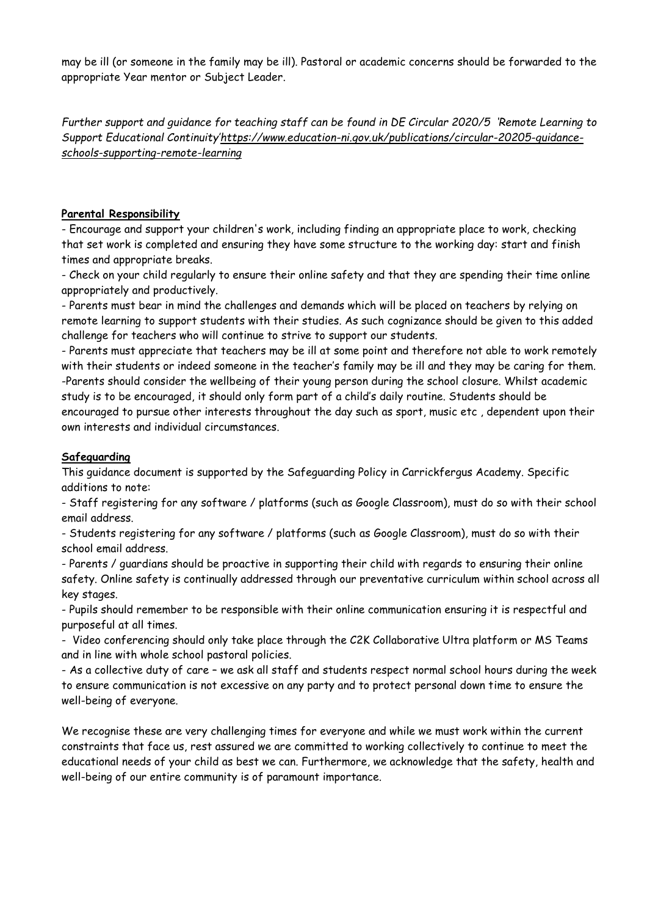may be ill (or someone in the family may be ill). Pastoral or academic concerns should be forwarded to the appropriate Year mentor or Subject Leader.

*Further support and guidance for teaching staff can be found in DE Circular 2020/5 'Remote Learning to Support Educational Continuity'[https://www.education-ni.gov.uk/publications/circular-20205-guidance-schools-supporting-remote-learning](https://www.education-ni.gov.uk/publications/circular-20205-guidance-schools-supporting-remote-learning)*

**Parental Responsibility**

- Encourage and support your children's work, including finding an appropriate place to work, checking that set work is completed and ensuring they have some structure to the working day: start and finish times and appropriate breaks.
- Check on your child regularly to ensure their online safety and that they are spending their time online appropriately and productively.
- Parents must bear in mind the challenges and demands which will be placed on teachers by relying on remote learning to support students with their studies. As such cognizance should be given to this added challenge for teachers who will continue to strive to support our students.
- Parents must appreciate that teachers may be ill at some point and therefore not able to work remotely with their students or indeed someone in the teacher's family may be ill and they may be caring for them.
- Parents should consider the wellbeing of their young person during the school closure. Whilst academic study is to be encouraged, it should only form part of a child's daily routine. Students should be encouraged to pursue other interests throughout the day such as sport, music etc , dependent upon their own interests and individual circumstances.

**Safeguarding**

This guidance document is supported by the Safeguarding Policy in Carrickfergus Academy. Specific additions to note:

- Staff registering for any software / platforms (such as Google Classroom), must do so with their school email address.
- Students registering for any software / platforms (such as Google Classroom), must do so with their school email address.
- Parents / guardians should be proactive in supporting their child with regards to ensuring their online safety. Online safety is continually addressed through our preventative curriculum within school across all key stages.
- Pupils should remember to be responsible with their online communication ensuring it is respectful and purposeful at all times.
- Video conferencing should only take place through the C2K Collaborative Ultra platform or MS Teams and in line with whole school pastoral policies.
- As a collective duty of care – we ask all staff and students respect normal school hours during the week to ensure communication is not excessive on any party and to protect personal down time to ensure the well-being of everyone.

We recognise these are very challenging times for everyone and while we must work within the current constraints that face us, rest assured we are committed to working collectively to continue to meet the educational needs of your child as best we can. Furthermore, we acknowledge that the safety, health and well-being of our entire community is of paramount importance.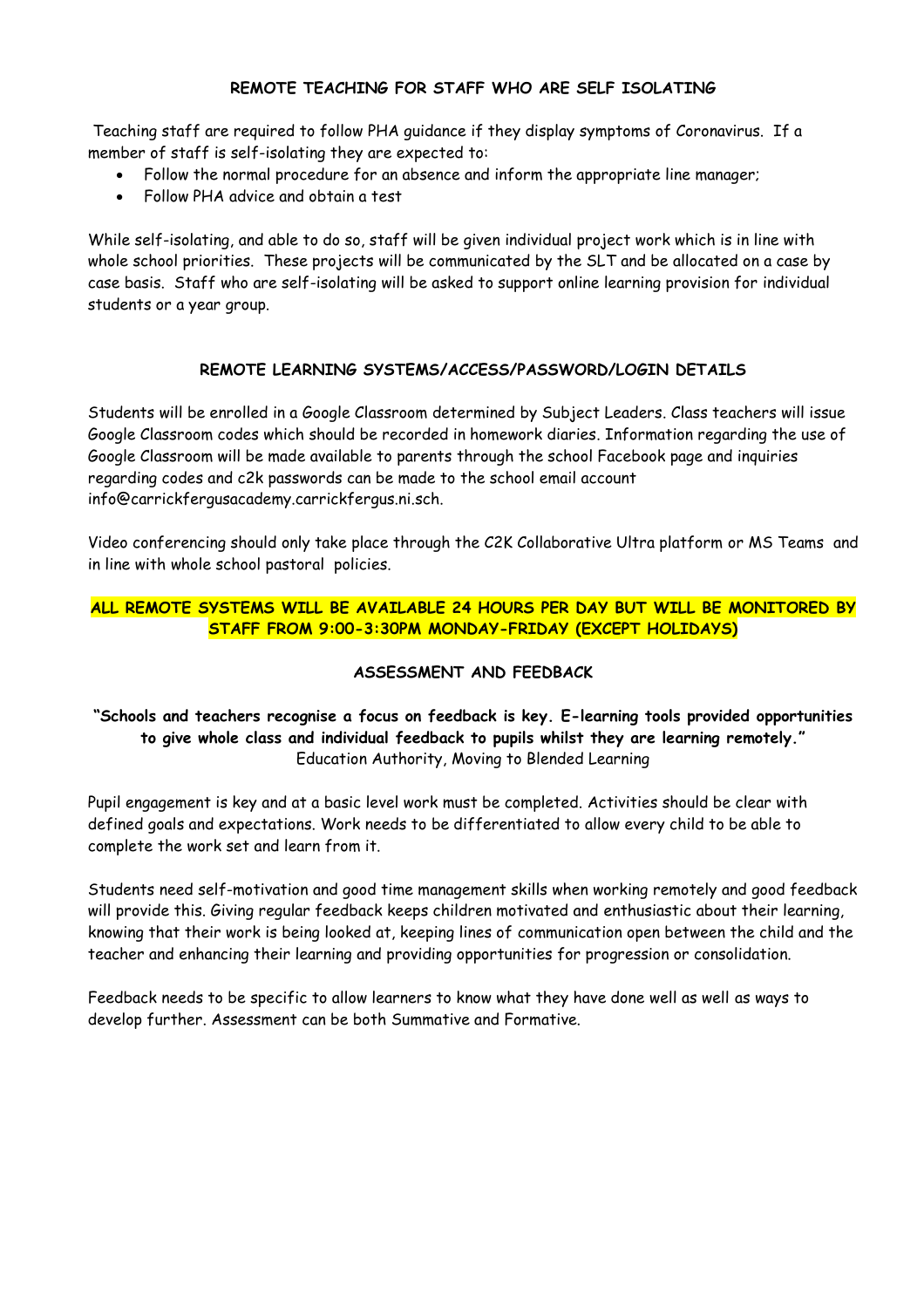## REMOTE TEACHING FOR STAFF WHO ARE SELF ISOLATING

Teaching staff are required to follow PHA guidance if they display symptoms of Coronavirus. If a member of staff is self-isolating they are expected to:

- Follow the normal procedure for an absence and inform the appropriate line manager;
- Follow PHA advice and obtain a test

While self-isolating, and able to do so, staff will be given individual project work which is in line with whole school priorities. These projects will be communicated by the SLT and be allocated on a case by case basis. Staff who are self-isolating will be asked to support online learning provision for individual students or a year group.

## REMOTE LEARNING SYSTEMS/ACCESS/PASSWORD/LOGIN DETAILS

Students will be enrolled in a Google Classroom determined by Subject Leaders. Class teachers will issue Google Classroom codes which should be recorded in homework diaries. Information regarding the use of Google Classroom will be made available to parents through the school Facebook page and inquiries regarding codes and c2k passwords can be made to the school email account info@carrickfergusacademy.carrickfergus.ni.sch.

Video conferencing should only take place through the C2K Collaborative Ultra platform or MS Teams and in line with whole school pastoral policies.

**ALL REMOTE SYSTEMS WILL BE AVAILABLE 24 HOURS PER DAY BUT WILL BE MONITORED BY STAFF FROM 9:00-3:30PM MONDAY-FRIDAY (EXCEPT HOLIDAYS)**

## ASSESSMENT AND FEEDBACK

**"Schools and teachers recognise a focus on feedback is key. E-learning tools provided opportunities to give whole class and individual feedback to pupils whilst they are learning remotely."**
Education Authority, Moving to Blended Learning

Pupil engagement is key and at a basic level work must be completed. Activities should be clear with defined goals and expectations. Work needs to be differentiated to allow every child to be able to complete the work set and learn from it.

Students need self-motivation and good time management skills when working remotely and good feedback will provide this. Giving regular feedback keeps children motivated and enthusiastic about their learning, knowing that their work is being looked at, keeping lines of communication open between the child and the teacher and enhancing their learning and providing opportunities for progression or consolidation.

Feedback needs to be specific to allow learners to know what they have done well as well as ways to develop further. Assessment can be both Summative and Formative.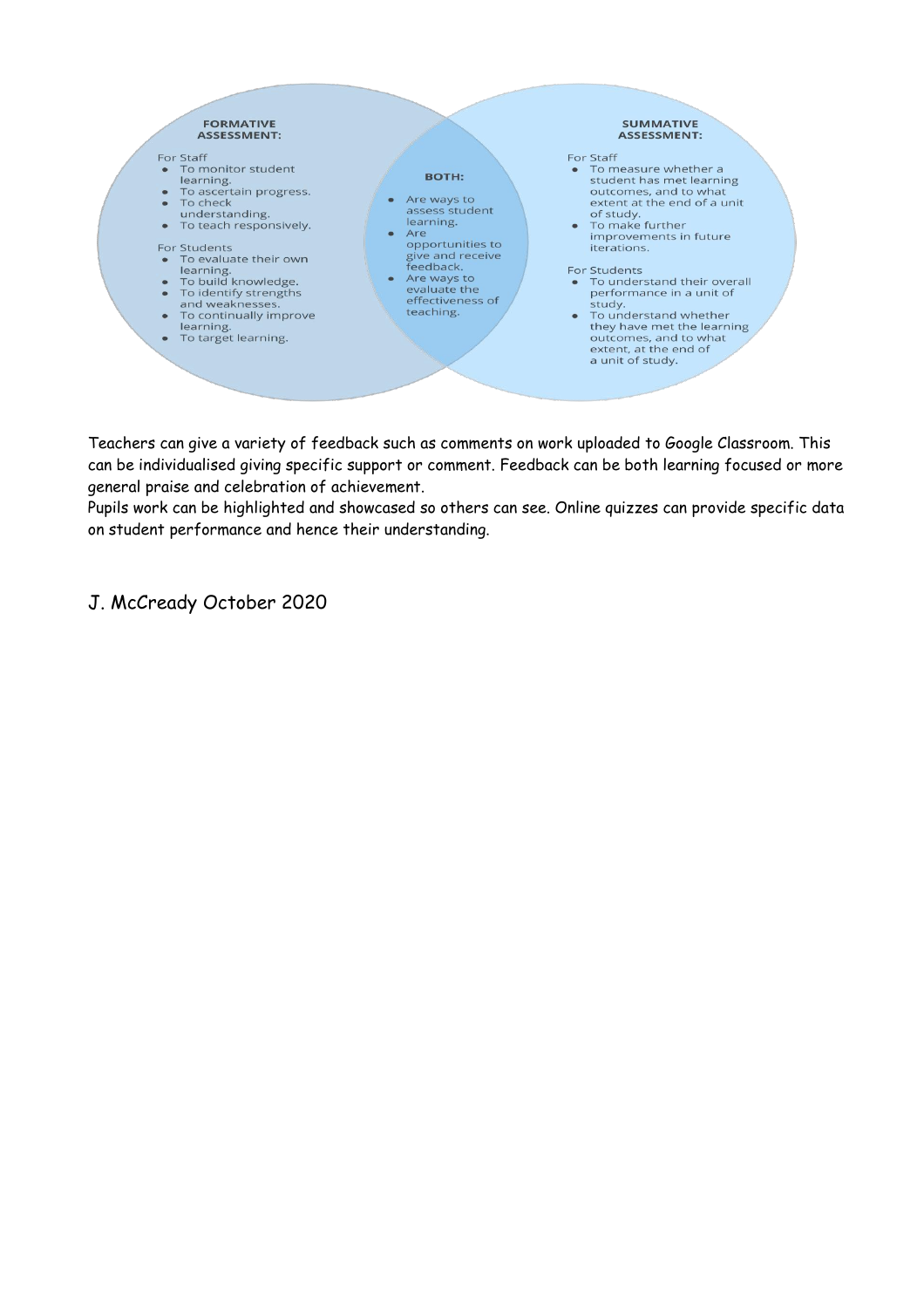**FORMATIVE ASSESSMENT:**

For Staff
- To monitor student learning.
- To ascertain progress.
- To check understanding.
- To teach responsively.

For Students
- To evaluate their own learning.
- To build knowledge.
- To identify strengths and weaknesses.
- To continually improve learning.
- To target learning.

**BOTH:**

- Are ways to assess student learning.
- Are opportunities to give and receive feedback.
- Are ways to evaluate the effectiveness of teaching.

**SUMMATIVE ASSESSMENT:**

For Staff
- To measure whether a student has met learning outcomes, and to what extent at the end of a unit of study.
- To make further improvements in future iterations.

For Students
- To understand their overall performance in a unit of study.
- To understand whether they have met the learning outcomes, and to what extent, at the end of a unit of study.

Teachers can give a variety of feedback such as comments on work uploaded to Google Classroom. This can be individualised giving specific support or comment. Feedback can be both learning focused or more general praise and celebration of achievement.
Pupils work can be highlighted and showcased so others can see. Online quizzes can provide specific data on student performance and hence their understanding.

J. McCready October 2020